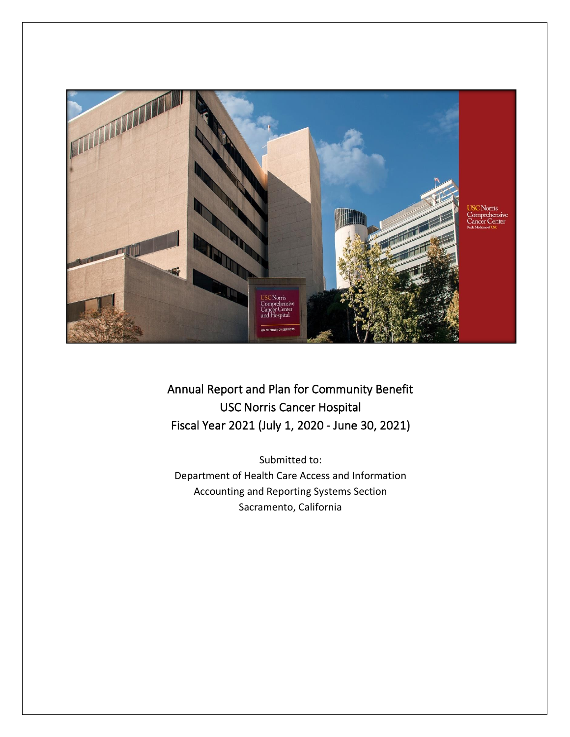# Annual Report and Plan for Community Benefit

## USC Norris Cancer Hospital

## Fiscal Year 2021 (July 1, 2020 - June 30, 2021)

Submitted to:
Department of Health Care Access and Information
Accounting and Reporting Systems Section
Sacramento, California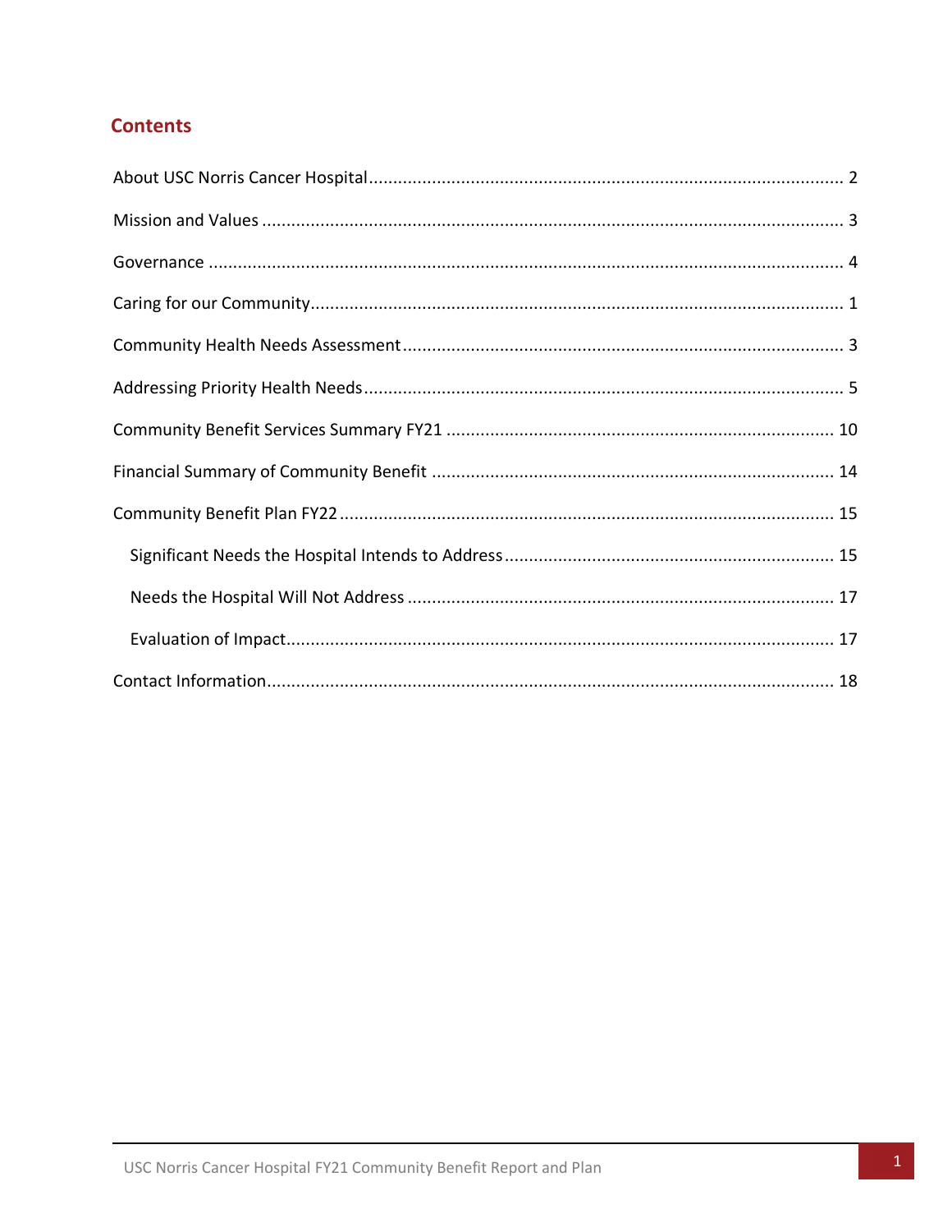## Contents

About USC Norris Cancer Hospital ........................................................................................... 2

Mission and Values .................................................................................................................. 3

Governance ............................................................................................................................. 4

Caring for our Community ....................................................................................................... 1

Community Health Needs Assessment .................................................................................... 3

Addressing Priority Health Needs ............................................................................................. 5

Community Benefit Services Summary FY21 ......................................................................... 10

Financial Summary of Community Benefit ............................................................................ 14

Community Benefit Plan FY22 ............................................................................................... 15

- Significant Needs the Hospital Intends to Address ............................................................. 15
- Needs the Hospital Will Not Address ................................................................................. 17
- Evaluation of Impact .......................................................................................................... 17

Contact Information .............................................................................................................. 18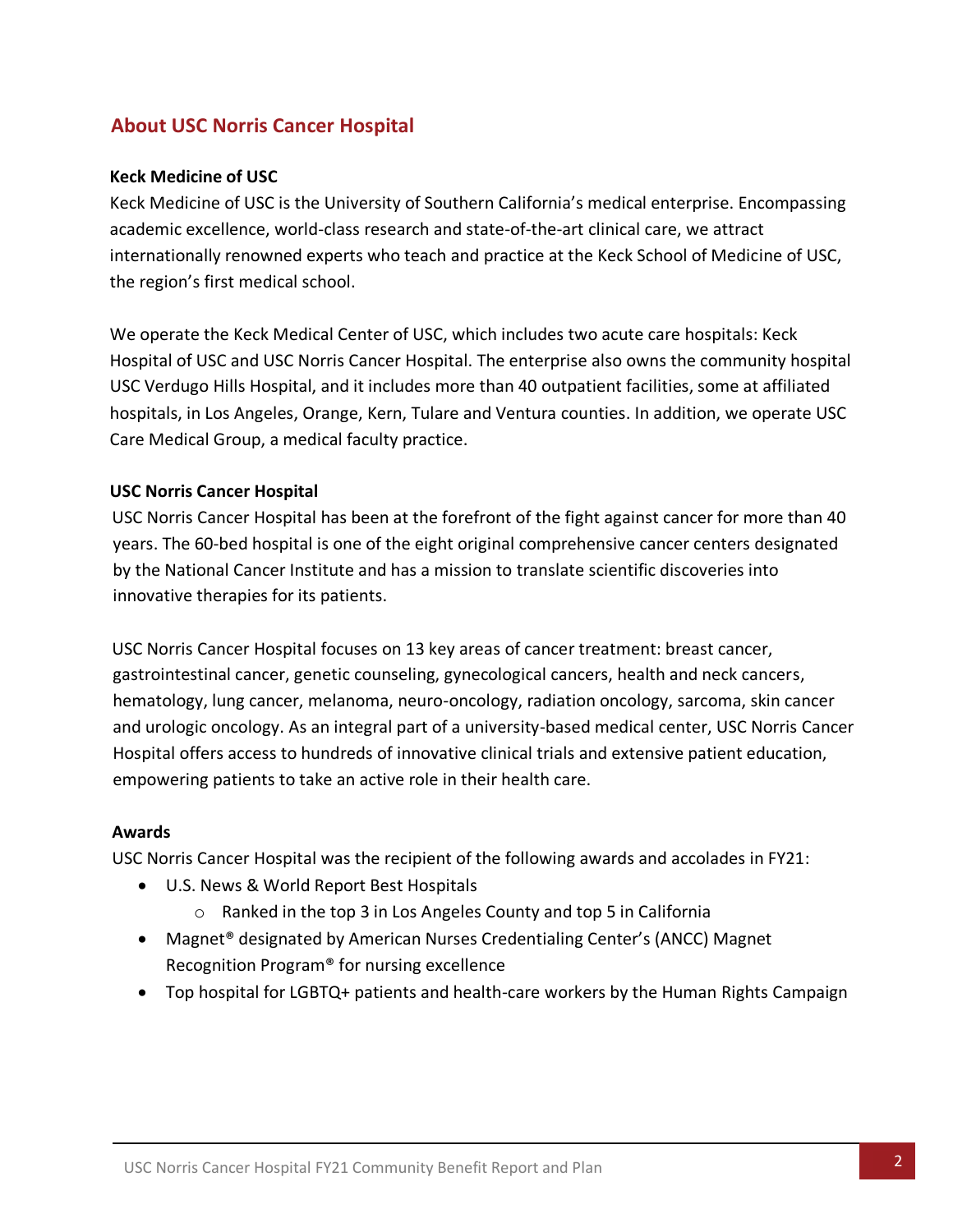## About USC Norris Cancer Hospital

### Keck Medicine of USC

Keck Medicine of USC is the University of Southern California's medical enterprise. Encompassing academic excellence, world-class research and state-of-the-art clinical care, we attract internationally renowned experts who teach and practice at the Keck School of Medicine of USC, the region's first medical school.

We operate the Keck Medical Center of USC, which includes two acute care hospitals: Keck Hospital of USC and USC Norris Cancer Hospital. The enterprise also owns the community hospital USC Verdugo Hills Hospital, and it includes more than 40 outpatient facilities, some at affiliated hospitals, in Los Angeles, Orange, Kern, Tulare and Ventura counties. In addition, we operate USC Care Medical Group, a medical faculty practice.

### USC Norris Cancer Hospital

USC Norris Cancer Hospital has been at the forefront of the fight against cancer for more than 40 years. The 60-bed hospital is one of the eight original comprehensive cancer centers designated by the National Cancer Institute and has a mission to translate scientific discoveries into innovative therapies for its patients.

USC Norris Cancer Hospital focuses on 13 key areas of cancer treatment: breast cancer, gastrointestinal cancer, genetic counseling, gynecological cancers, health and neck cancers, hematology, lung cancer, melanoma, neuro-oncology, radiation oncology, sarcoma, skin cancer and urologic oncology. As an integral part of a university-based medical center, USC Norris Cancer Hospital offers access to hundreds of innovative clinical trials and extensive patient education, empowering patients to take an active role in their health care.

### Awards

USC Norris Cancer Hospital was the recipient of the following awards and accolades in FY21:

- U.S. News & World Report Best Hospitals
  - Ranked in the top 3 in Los Angeles County and top 5 in California
- Magnet® designated by American Nurses Credentialing Center's (ANCC) Magnet Recognition Program® for nursing excellence
- Top hospital for LGBTQ+ patients and health-care workers by the Human Rights Campaign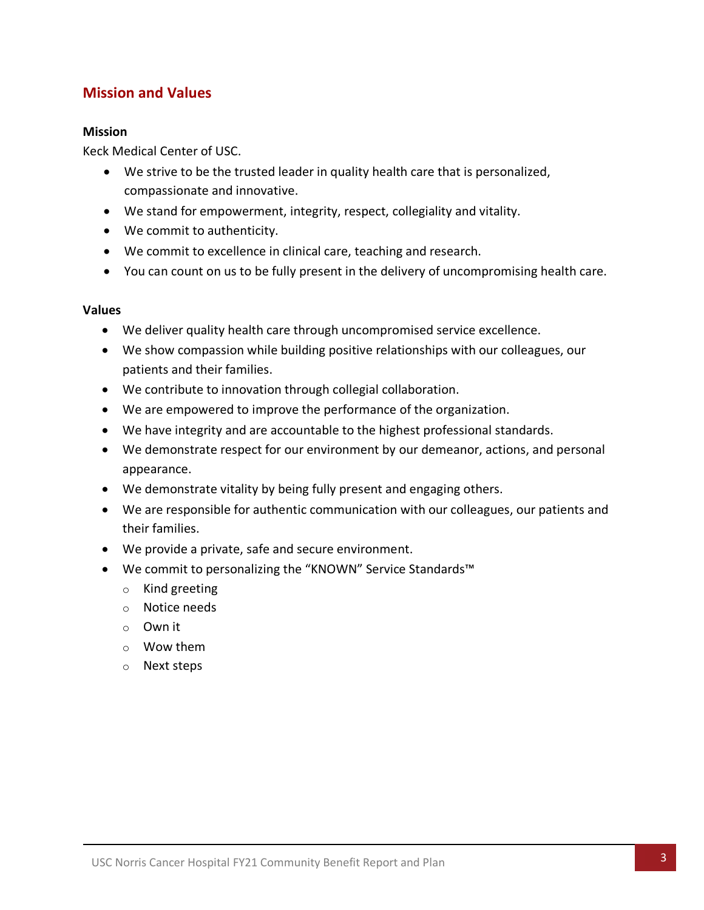## Mission and Values

### Mission

Keck Medical Center of USC.

- We strive to be the trusted leader in quality health care that is personalized, compassionate and innovative.
- We stand for empowerment, integrity, respect, collegiality and vitality.
- We commit to authenticity.
- We commit to excellence in clinical care, teaching and research.
- You can count on us to be fully present in the delivery of uncompromising health care.

### Values

- We deliver quality health care through uncompromised service excellence.
- We show compassion while building positive relationships with our colleagues, our patients and their families.
- We contribute to innovation through collegial collaboration.
- We are empowered to improve the performance of the organization.
- We have integrity and are accountable to the highest professional standards.
- We demonstrate respect for our environment by our demeanor, actions, and personal appearance.
- We demonstrate vitality by being fully present and engaging others.
- We are responsible for authentic communication with our colleagues, our patients and their families.
- We provide a private, safe and secure environment.
- We commit to personalizing the "KNOWN" Service Standards™
  - Kind greeting
  - Notice needs
  - Own it
  - Wow them
  - Next steps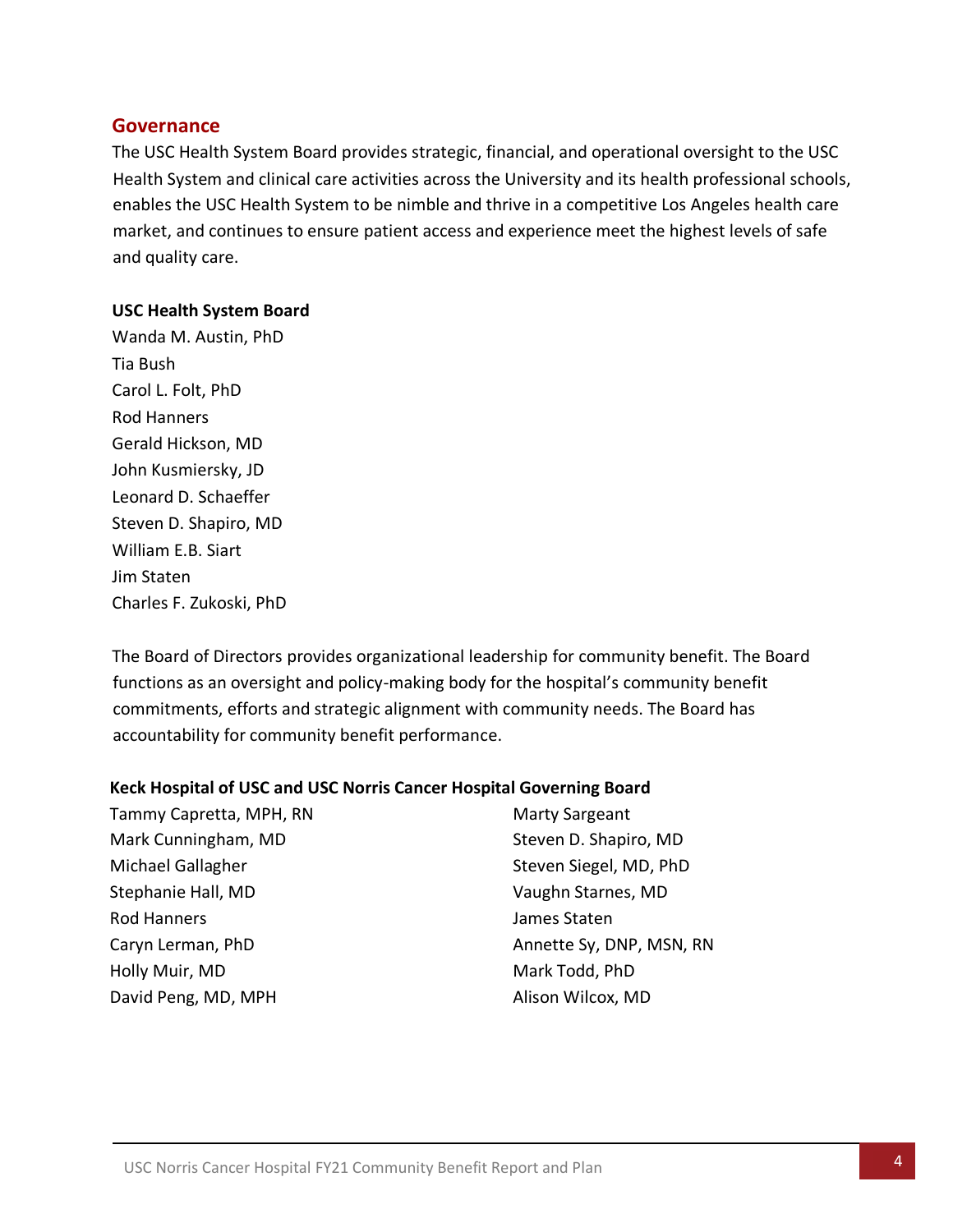## Governance

The USC Health System Board provides strategic, financial, and operational oversight to the USC Health System and clinical care activities across the University and its health professional schools, enables the USC Health System to be nimble and thrive in a competitive Los Angeles health care market, and continues to ensure patient access and experience meet the highest levels of safe and quality care.

**USC Health System Board**

Wanda M. Austin, PhD
Tia Bush
Carol L. Folt, PhD
Rod Hanners
Gerald Hickson, MD
John Kusmiersky, JD
Leonard D. Schaeffer
Steven D. Shapiro, MD
William E.B. Siart
Jim Staten
Charles F. Zukoski, PhD

The Board of Directors provides organizational leadership for community benefit. The Board functions as an oversight and policy-making body for the hospital's community benefit commitments, efforts and strategic alignment with community needs. The Board has accountability for community benefit performance.

**Keck Hospital of USC and USC Norris Cancer Hospital Governing Board**

Tammy Capretta, MPH, RN
Mark Cunningham, MD
Michael Gallagher
Stephanie Hall, MD
Rod Hanners
Caryn Lerman, PhD
Holly Muir, MD
David Peng, MD, MPH
Marty Sargeant
Steven D. Shapiro, MD
Steven Siegel, MD, PhD
Vaughn Starnes, MD
James Staten
Annette Sy, DNP, MSN, RN
Mark Todd, PhD
Alison Wilcox, MD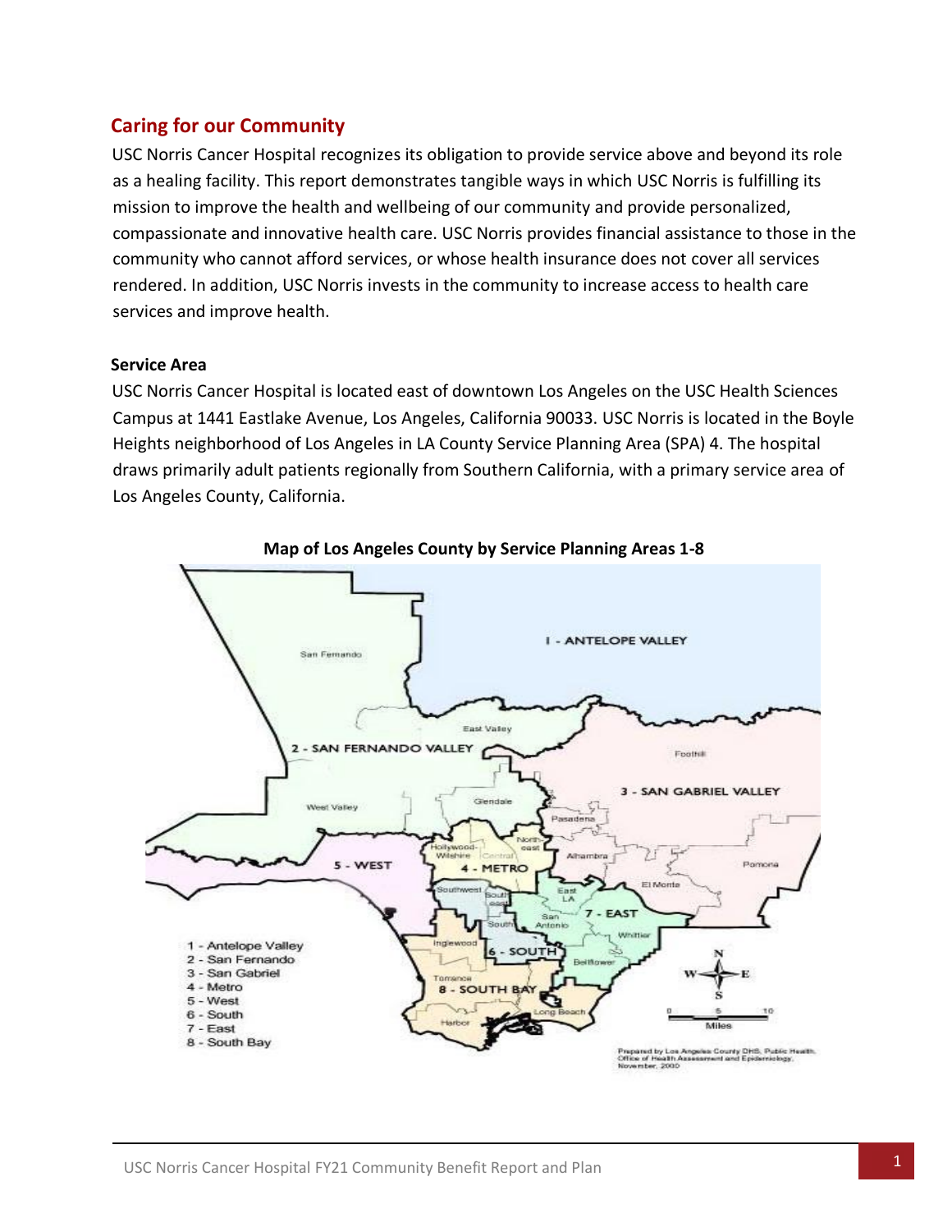## Caring for our Community

USC Norris Cancer Hospital recognizes its obligation to provide service above and beyond its role as a healing facility. This report demonstrates tangible ways in which USC Norris is fulfilling its mission to improve the health and wellbeing of our community and provide personalized, compassionate and innovative health care. USC Norris provides financial assistance to those in the community who cannot afford services, or whose health insurance does not cover all services rendered. In addition, USC Norris invests in the community to increase access to health care services and improve health.

### Service Area

USC Norris Cancer Hospital is located east of downtown Los Angeles on the USC Health Sciences Campus at 1441 Eastlake Avenue, Los Angeles, California 90033. USC Norris is located in the Boyle Heights neighborhood of Los Angeles in LA County Service Planning Area (SPA) 4. The hospital draws primarily adult patients regionally from Southern California, with a primary service area of Los Angeles County, California.

**Map of Los Angeles County by Service Planning Areas 1-8**

1 - Antelope Valley
2 - San Fernando
3 - San Gabriel
4 - Metro
5 - West
6 - South
7 - East
8 - South Bay

Prepared by Los Angeles County DHS, Public Health, Office of Health Assessment and Epidemiology, November, 2000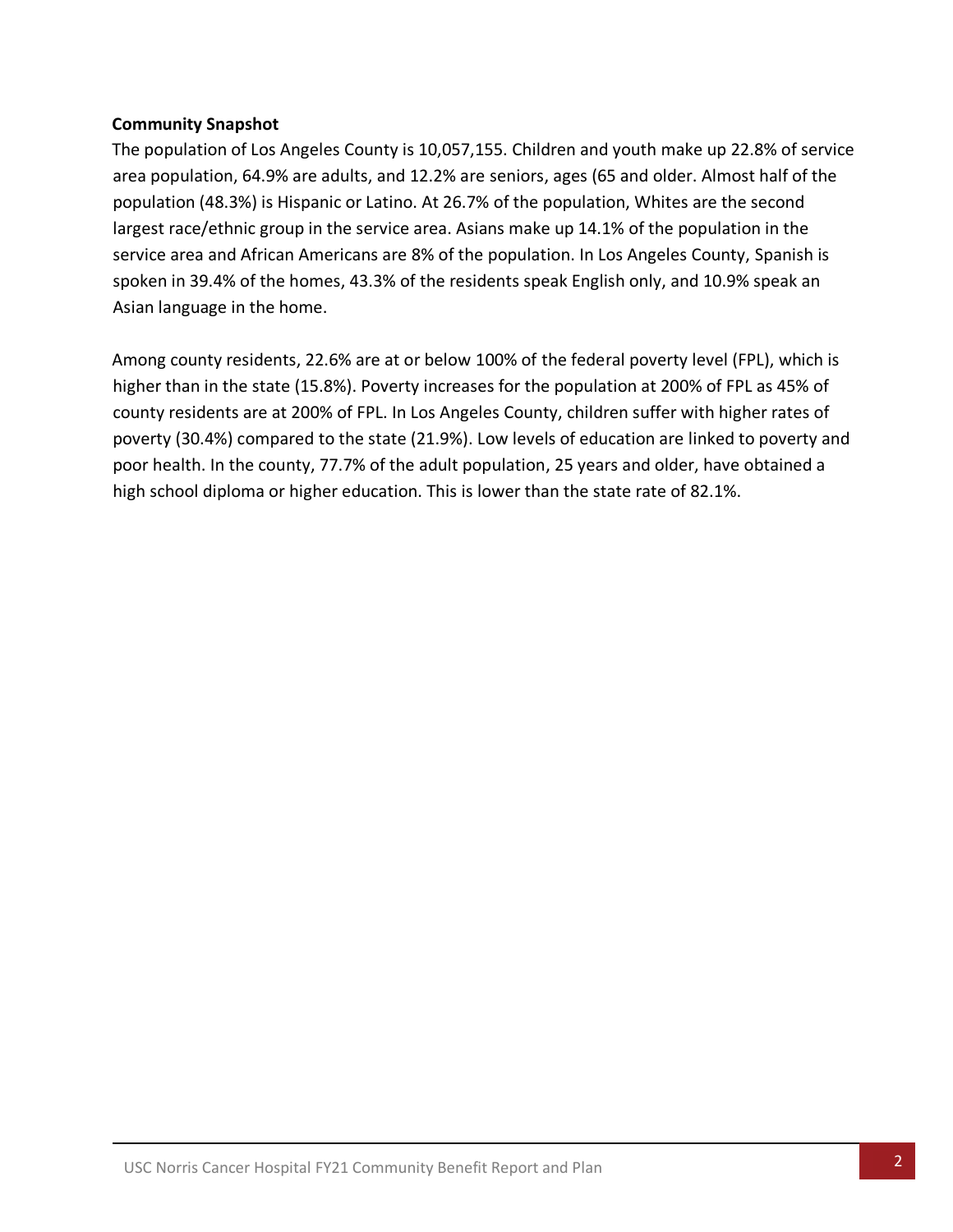**Community Snapshot**

The population of Los Angeles County is 10,057,155. Children and youth make up 22.8% of service area population, 64.9% are adults, and 12.2% are seniors, ages (65 and older. Almost half of the population (48.3%) is Hispanic or Latino. At 26.7% of the population, Whites are the second largest race/ethnic group in the service area. Asians make up 14.1% of the population in the service area and African Americans are 8% of the population. In Los Angeles County, Spanish is spoken in 39.4% of the homes, 43.3% of the residents speak English only, and 10.9% speak an Asian language in the home.

Among county residents, 22.6% are at or below 100% of the federal poverty level (FPL), which is higher than in the state (15.8%). Poverty increases for the population at 200% of FPL as 45% of county residents are at 200% of FPL. In Los Angeles County, children suffer with higher rates of poverty (30.4%) compared to the state (21.9%). Low levels of education are linked to poverty and poor health. In the county, 77.7% of the adult population, 25 years and older, have obtained a high school diploma or higher education. This is lower than the state rate of 82.1%.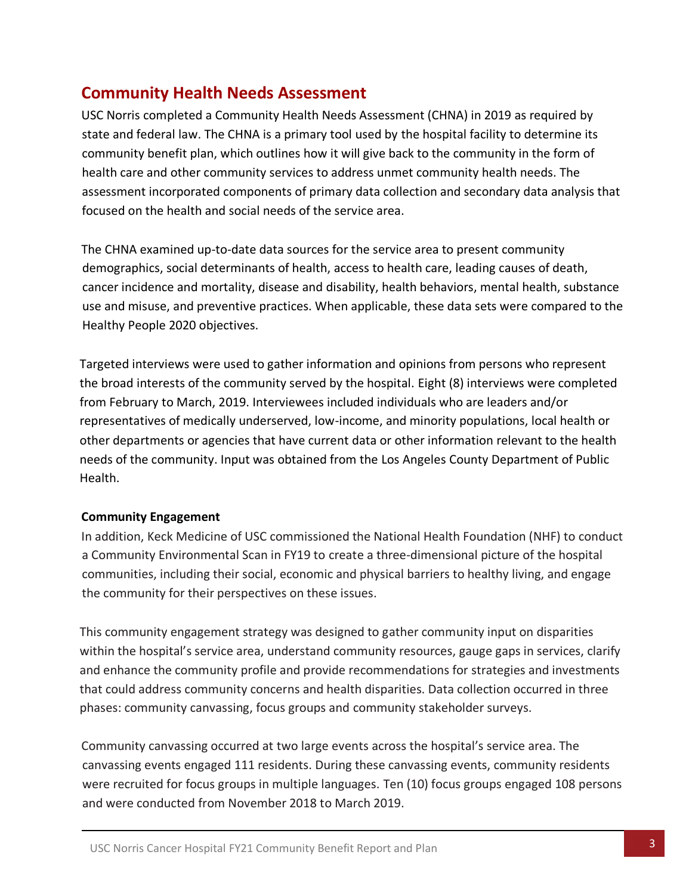## Community Health Needs Assessment

USC Norris completed a Community Health Needs Assessment (CHNA) in 2019 as required by state and federal law. The CHNA is a primary tool used by the hospital facility to determine its community benefit plan, which outlines how it will give back to the community in the form of health care and other community services to address unmet community health needs. The assessment incorporated components of primary data collection and secondary data analysis that focused on the health and social needs of the service area.

The CHNA examined up-to-date data sources for the service area to present community demographics, social determinants of health, access to health care, leading causes of death, cancer incidence and mortality, disease and disability, health behaviors, mental health, substance use and misuse, and preventive practices. When applicable, these data sets were compared to the Healthy People 2020 objectives.

Targeted interviews were used to gather information and opinions from persons who represent the broad interests of the community served by the hospital. Eight (8) interviews were completed from February to March, 2019. Interviewees included individuals who are leaders and/or representatives of medically underserved, low-income, and minority populations, local health or other departments or agencies that have current data or other information relevant to the health needs of the community. Input was obtained from the Los Angeles County Department of Public Health.

### Community Engagement

In addition, Keck Medicine of USC commissioned the National Health Foundation (NHF) to conduct a Community Environmental Scan in FY19 to create a three-dimensional picture of the hospital communities, including their social, economic and physical barriers to healthy living, and engage the community for their perspectives on these issues.

This community engagement strategy was designed to gather community input on disparities within the hospital's service area, understand community resources, gauge gaps in services, clarify and enhance the community profile and provide recommendations for strategies and investments that could address community concerns and health disparities. Data collection occurred in three phases: community canvassing, focus groups and community stakeholder surveys.

Community canvassing occurred at two large events across the hospital's service area. The canvassing events engaged 111 residents. During these canvassing events, community residents were recruited for focus groups in multiple languages. Ten (10) focus groups engaged 108 persons and were conducted from November 2018 to March 2019.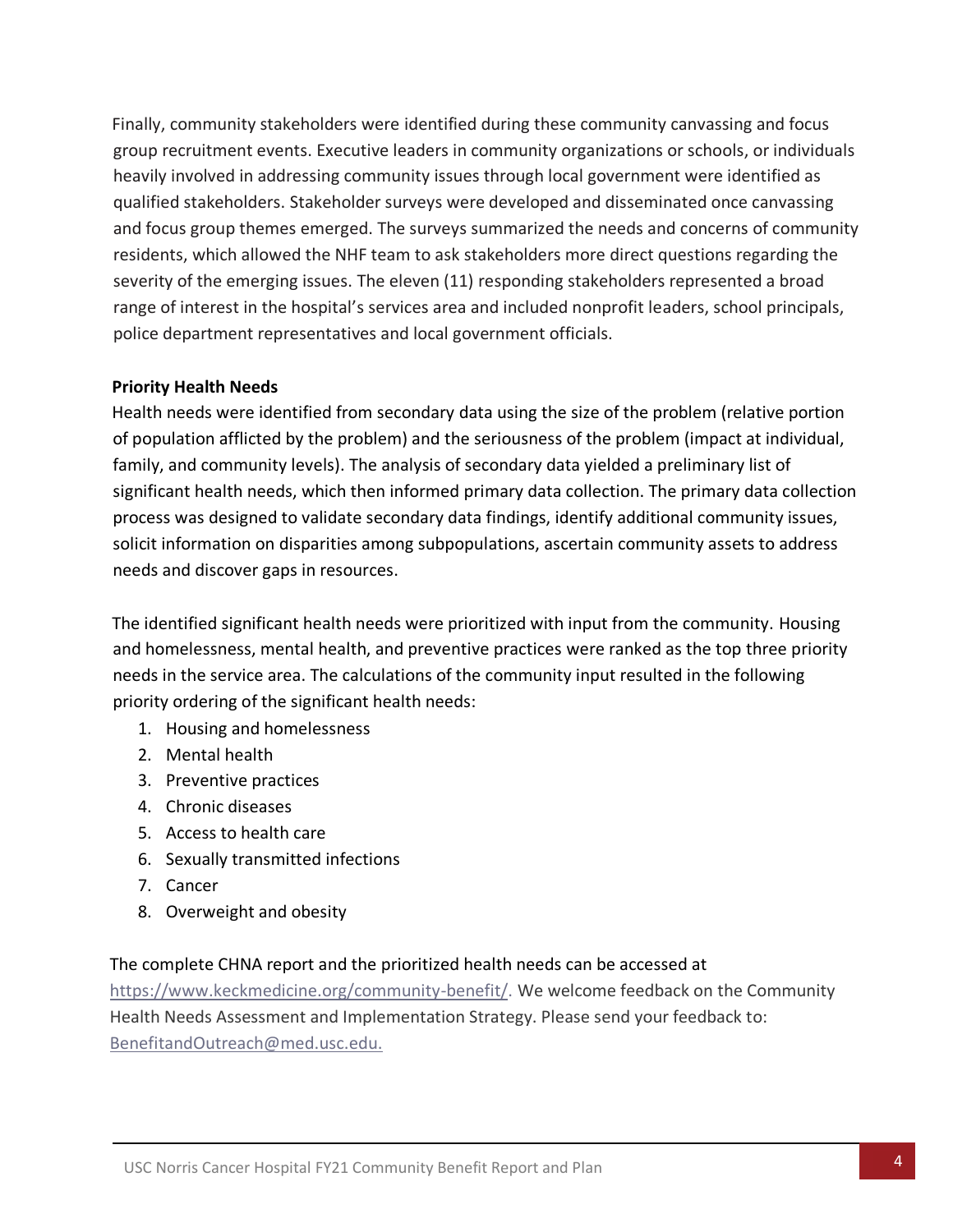Finally, community stakeholders were identified during these community canvassing and focus group recruitment events. Executive leaders in community organizations or schools, or individuals heavily involved in addressing community issues through local government were identified as qualified stakeholders. Stakeholder surveys were developed and disseminated once canvassing and focus group themes emerged. The surveys summarized the needs and concerns of community residents, which allowed the NHF team to ask stakeholders more direct questions regarding the severity of the emerging issues. The eleven (11) responding stakeholders represented a broad range of interest in the hospital's services area and included nonprofit leaders, school principals, police department representatives and local government officials.

**Priority Health Needs**

Health needs were identified from secondary data using the size of the problem (relative portion of population afflicted by the problem) and the seriousness of the problem (impact at individual, family, and community levels). The analysis of secondary data yielded a preliminary list of significant health needs, which then informed primary data collection. The primary data collection process was designed to validate secondary data findings, identify additional community issues, solicit information on disparities among subpopulations, ascertain community assets to address needs and discover gaps in resources.

The identified significant health needs were prioritized with input from the community. Housing and homelessness, mental health, and preventive practices were ranked as the top three priority needs in the service area. The calculations of the community input resulted in the following priority ordering of the significant health needs:

1. Housing and homelessness
2. Mental health
3. Preventive practices
4. Chronic diseases
5. Access to health care
6. Sexually transmitted infections
7. Cancer
8. Overweight and obesity

The complete CHNA report and the prioritized health needs can be accessed at https://www.keckmedicine.org/community-benefit/. We welcome feedback on the Community Health Needs Assessment and Implementation Strategy. Please send your feedback to: BenefitandOutreach@med.usc.edu.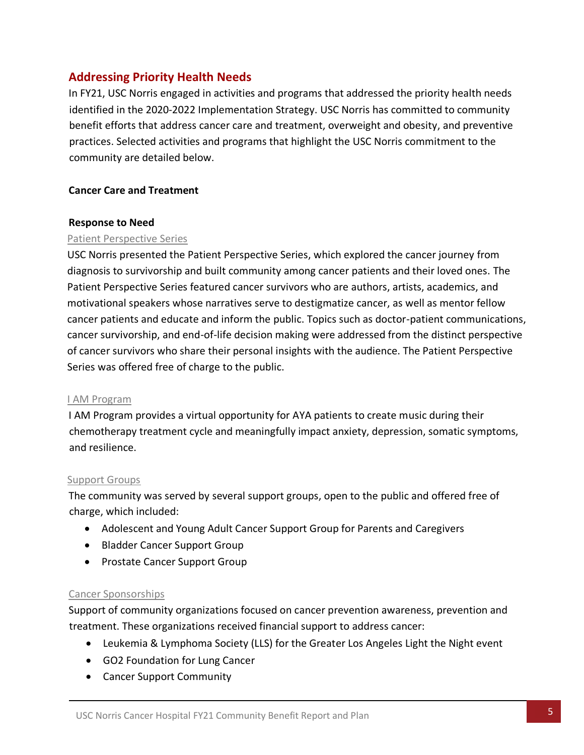## Addressing Priority Health Needs

In FY21, USC Norris engaged in activities and programs that addressed the priority health needs identified in the 2020-2022 Implementation Strategy. USC Norris has committed to community benefit efforts that address cancer care and treatment, overweight and obesity, and preventive practices. Selected activities and programs that highlight the USC Norris commitment to the community are detailed below.

### Cancer Care and Treatment

#### Response to Need

Patient Perspective Series

USC Norris presented the Patient Perspective Series, which explored the cancer journey from diagnosis to survivorship and built community among cancer patients and their loved ones. The Patient Perspective Series featured cancer survivors who are authors, artists, academics, and motivational speakers whose narratives serve to destigmatize cancer, as well as mentor fellow cancer patients and educate and inform the public. Topics such as doctor-patient communications, cancer survivorship, and end-of-life decision making were addressed from the distinct perspective of cancer survivors who share their personal insights with the audience. The Patient Perspective Series was offered free of charge to the public.

I AM Program

I AM Program provides a virtual opportunity for AYA patients to create music during their chemotherapy treatment cycle and meaningfully impact anxiety, depression, somatic symptoms, and resilience.

Support Groups

The community was served by several support groups, open to the public and offered free of charge, which included:

- Adolescent and Young Adult Cancer Support Group for Parents and Caregivers
- Bladder Cancer Support Group
- Prostate Cancer Support Group

Cancer Sponsorships

Support of community organizations focused on cancer prevention awareness, prevention and treatment. These organizations received financial support to address cancer:

- Leukemia & Lymphoma Society (LLS) for the Greater Los Angeles Light the Night event
- GO2 Foundation for Lung Cancer
- Cancer Support Community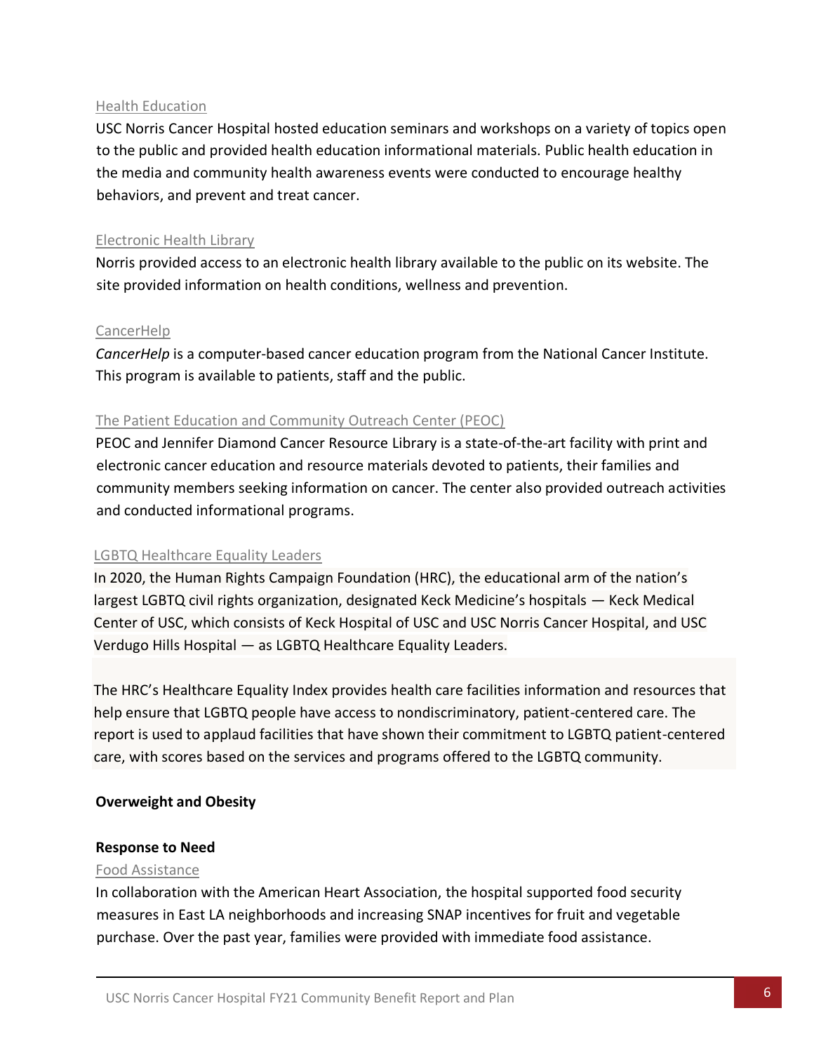Health Education

USC Norris Cancer Hospital hosted education seminars and workshops on a variety of topics open to the public and provided health education informational materials. Public health education in the media and community health awareness events were conducted to encourage healthy behaviors, and prevent and treat cancer.

Electronic Health Library

Norris provided access to an electronic health library available to the public on its website. The site provided information on health conditions, wellness and prevention.

CancerHelp

*CancerHelp* is a computer-based cancer education program from the National Cancer Institute. This program is available to patients, staff and the public.

The Patient Education and Community Outreach Center (PEOC)

PEOC and Jennifer Diamond Cancer Resource Library is a state-of-the-art facility with print and electronic cancer education and resource materials devoted to patients, their families and community members seeking information on cancer. The center also provided outreach activities and conducted informational programs.

LGBTQ Healthcare Equality Leaders

In 2020, the Human Rights Campaign Foundation (HRC), the educational arm of the nation's largest LGBTQ civil rights organization, designated Keck Medicine's hospitals — Keck Medical Center of USC, which consists of Keck Hospital of USC and USC Norris Cancer Hospital, and USC Verdugo Hills Hospital — as LGBTQ Healthcare Equality Leaders.

The HRC's Healthcare Equality Index provides health care facilities information and resources that help ensure that LGBTQ people have access to nondiscriminatory, patient-centered care. The report is used to applaud facilities that have shown their commitment to LGBTQ patient-centered care, with scores based on the services and programs offered to the LGBTQ community.

**Overweight and Obesity**

**Response to Need**

Food Assistance

In collaboration with the American Heart Association, the hospital supported food security measures in East LA neighborhoods and increasing SNAP incentives for fruit and vegetable purchase. Over the past year, families were provided with immediate food assistance.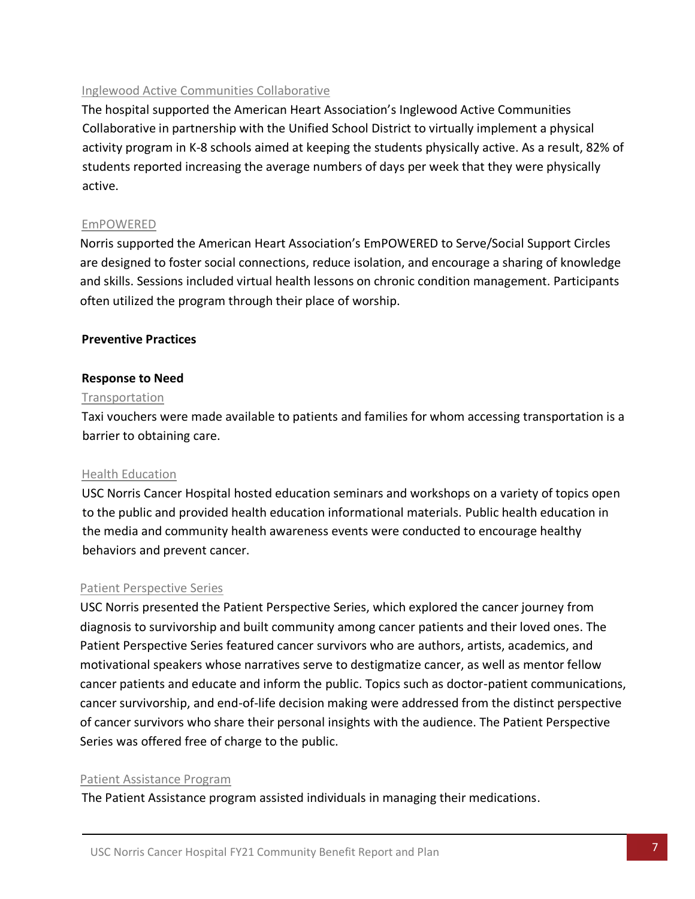### Inglewood Active Communities Collaborative

The hospital supported the American Heart Association's Inglewood Active Communities Collaborative in partnership with the Unified School District to virtually implement a physical activity program in K-8 schools aimed at keeping the students physically active. As a result, 82% of students reported increasing the average numbers of days per week that they were physically active.

### EmPOWERED

Norris supported the American Heart Association's EmPOWERED to Serve/Social Support Circles are designed to foster social connections, reduce isolation, and encourage a sharing of knowledge and skills. Sessions included virtual health lessons on chronic condition management. Participants often utilized the program through their place of worship.

## Preventive Practices

## Response to Need

### Transportation

Taxi vouchers were made available to patients and families for whom accessing transportation is a barrier to obtaining care.

### Health Education

USC Norris Cancer Hospital hosted education seminars and workshops on a variety of topics open to the public and provided health education informational materials. Public health education in the media and community health awareness events were conducted to encourage healthy behaviors and prevent cancer.

### Patient Perspective Series

USC Norris presented the Patient Perspective Series, which explored the cancer journey from diagnosis to survivorship and built community among cancer patients and their loved ones. The Patient Perspective Series featured cancer survivors who are authors, artists, academics, and motivational speakers whose narratives serve to destigmatize cancer, as well as mentor fellow cancer patients and educate and inform the public. Topics such as doctor-patient communications, cancer survivorship, and end-of-life decision making were addressed from the distinct perspective of cancer survivors who share their personal insights with the audience. The Patient Perspective Series was offered free of charge to the public.

### Patient Assistance Program

The Patient Assistance program assisted individuals in managing their medications.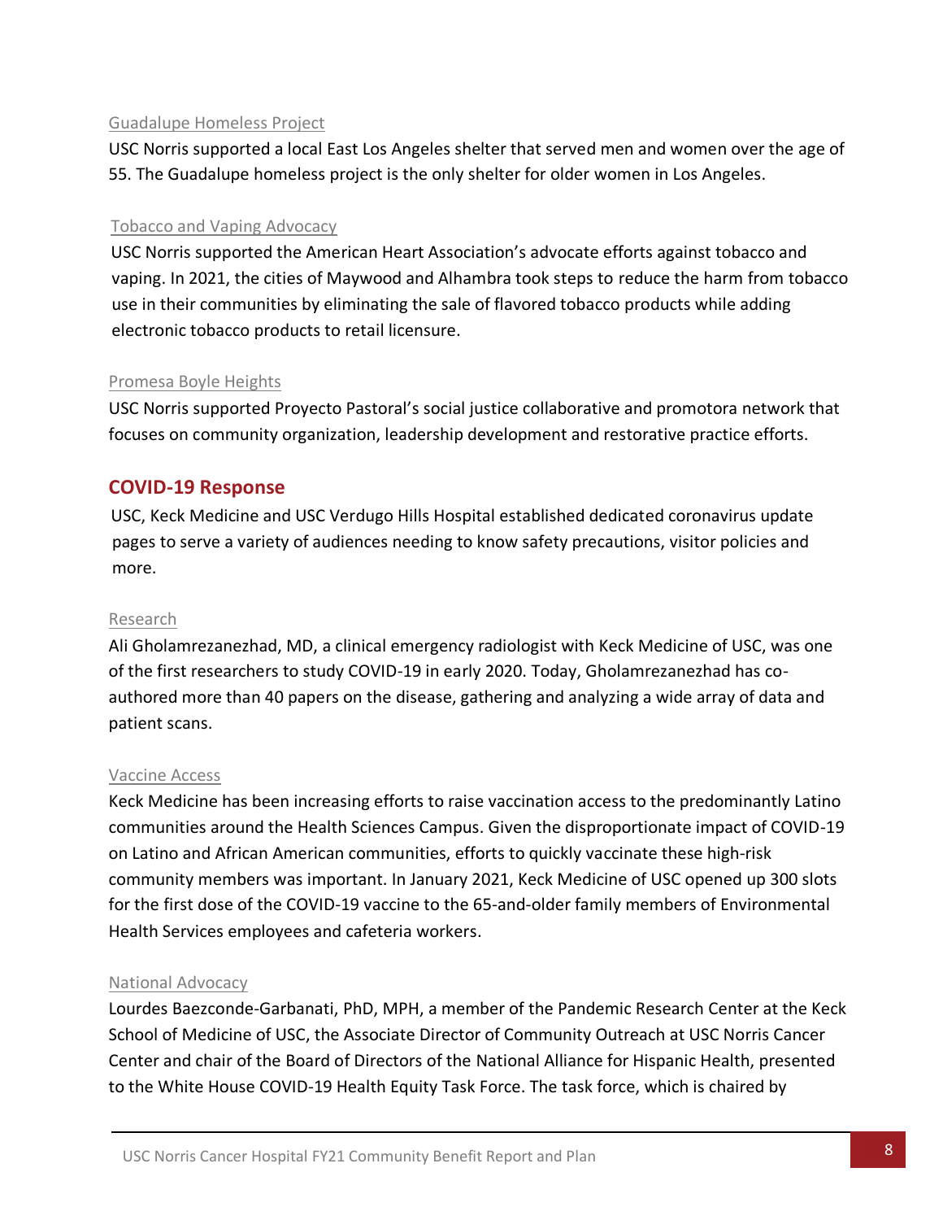### Guadalupe Homeless Project

USC Norris supported a local East Los Angeles shelter that served men and women over the age of 55. The Guadalupe homeless project is the only shelter for older women in Los Angeles.

### Tobacco and Vaping Advocacy

USC Norris supported the American Heart Association's advocate efforts against tobacco and vaping. In 2021, the cities of Maywood and Alhambra took steps to reduce the harm from tobacco use in their communities by eliminating the sale of flavored tobacco products while adding electronic tobacco products to retail licensure.

### Promesa Boyle Heights

USC Norris supported Proyecto Pastoral's social justice collaborative and promotora network that focuses on community organization, leadership development and restorative practice efforts.

## COVID-19 Response

USC, Keck Medicine and USC Verdugo Hills Hospital established dedicated coronavirus update pages to serve a variety of audiences needing to know safety precautions, visitor policies and more.

### Research

Ali Gholamrezanezhad, MD, a clinical emergency radiologist with Keck Medicine of USC, was one of the first researchers to study COVID-19 in early 2020. Today, Gholamrezanezhad has co-authored more than 40 papers on the disease, gathering and analyzing a wide array of data and patient scans.

### Vaccine Access

Keck Medicine has been increasing efforts to raise vaccination access to the predominantly Latino communities around the Health Sciences Campus. Given the disproportionate impact of COVID-19 on Latino and African American communities, efforts to quickly vaccinate these high-risk community members was important. In January 2021, Keck Medicine of USC opened up 300 slots for the first dose of the COVID-19 vaccine to the 65-and-older family members of Environmental Health Services employees and cafeteria workers.

### National Advocacy

Lourdes Baezconde-Garbanati, PhD, MPH, a member of the Pandemic Research Center at the Keck School of Medicine of USC, the Associate Director of Community Outreach at USC Norris Cancer Center and chair of the Board of Directors of the National Alliance for Hispanic Health, presented to the White House COVID-19 Health Equity Task Force. The task force, which is chaired by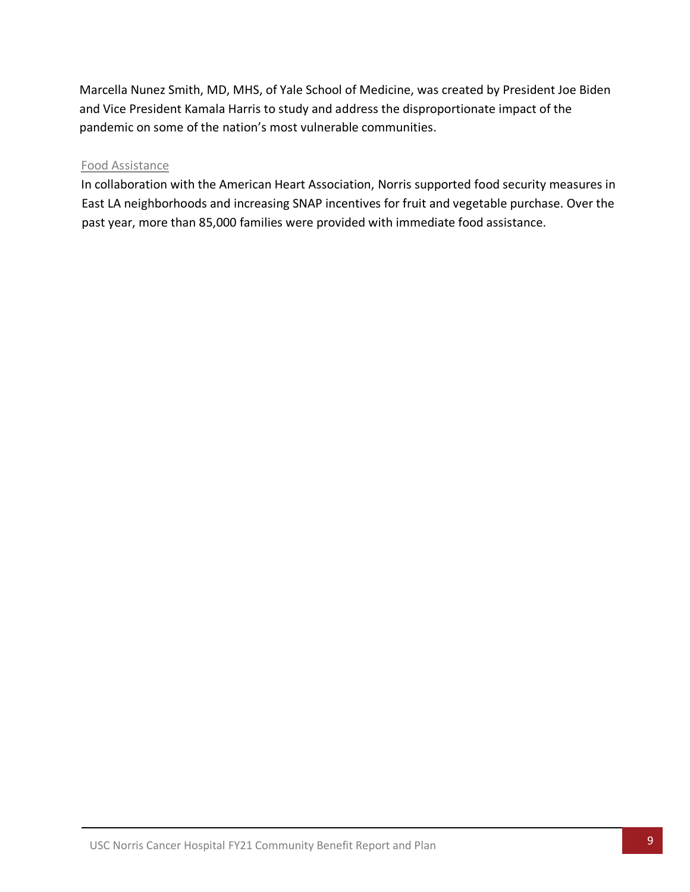Marcella Nunez Smith, MD, MHS, of Yale School of Medicine, was created by President Joe Biden and Vice President Kamala Harris to study and address the disproportionate impact of the pandemic on some of the nation's most vulnerable communities.

### Food Assistance

In collaboration with the American Heart Association, Norris supported food security measures in East LA neighborhoods and increasing SNAP incentives for fruit and vegetable purchase. Over the past year, more than 85,000 families were provided with immediate food assistance.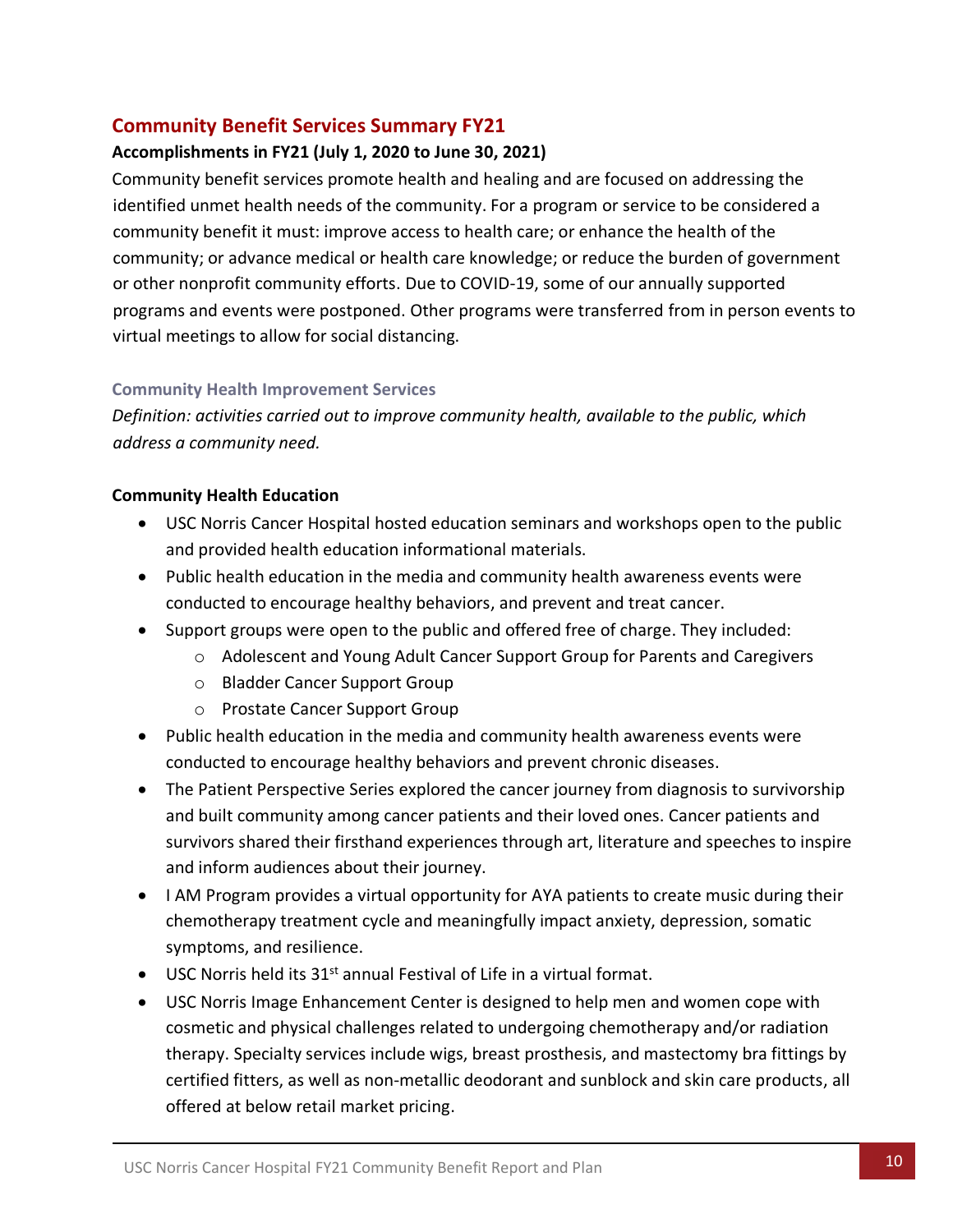## Community Benefit Services Summary FY21

**Accomplishments in FY21 (July 1, 2020 to June 30, 2021)**

Community benefit services promote health and healing and are focused on addressing the identified unmet health needs of the community. For a program or service to be considered a community benefit it must: improve access to health care; or enhance the health of the community; or advance medical or health care knowledge; or reduce the burden of government or other nonprofit community efforts. Due to COVID-19, some of our annually supported programs and events were postponed. Other programs were transferred from in person events to virtual meetings to allow for social distancing.

### Community Health Improvement Services

*Definition: activities carried out to improve community health, available to the public, which address a community need.*

**Community Health Education**

- USC Norris Cancer Hospital hosted education seminars and workshops open to the public and provided health education informational materials.
- Public health education in the media and community health awareness events were conducted to encourage healthy behaviors, and prevent and treat cancer.
- Support groups were open to the public and offered free of charge. They included:
  - Adolescent and Young Adult Cancer Support Group for Parents and Caregivers
  - Bladder Cancer Support Group
  - Prostate Cancer Support Group
- Public health education in the media and community health awareness events were conducted to encourage healthy behaviors and prevent chronic diseases.
- The Patient Perspective Series explored the cancer journey from diagnosis to survivorship and built community among cancer patients and their loved ones. Cancer patients and survivors shared their firsthand experiences through art, literature and speeches to inspire and inform audiences about their journey.
- I AM Program provides a virtual opportunity for AYA patients to create music during their chemotherapy treatment cycle and meaningfully impact anxiety, depression, somatic symptoms, and resilience.
- USC Norris held its 31st annual Festival of Life in a virtual format.
- USC Norris Image Enhancement Center is designed to help men and women cope with cosmetic and physical challenges related to undergoing chemotherapy and/or radiation therapy. Specialty services include wigs, breast prosthesis, and mastectomy bra fittings by certified fitters, as well as non-metallic deodorant and sunblock and skin care products, all offered at below retail market pricing.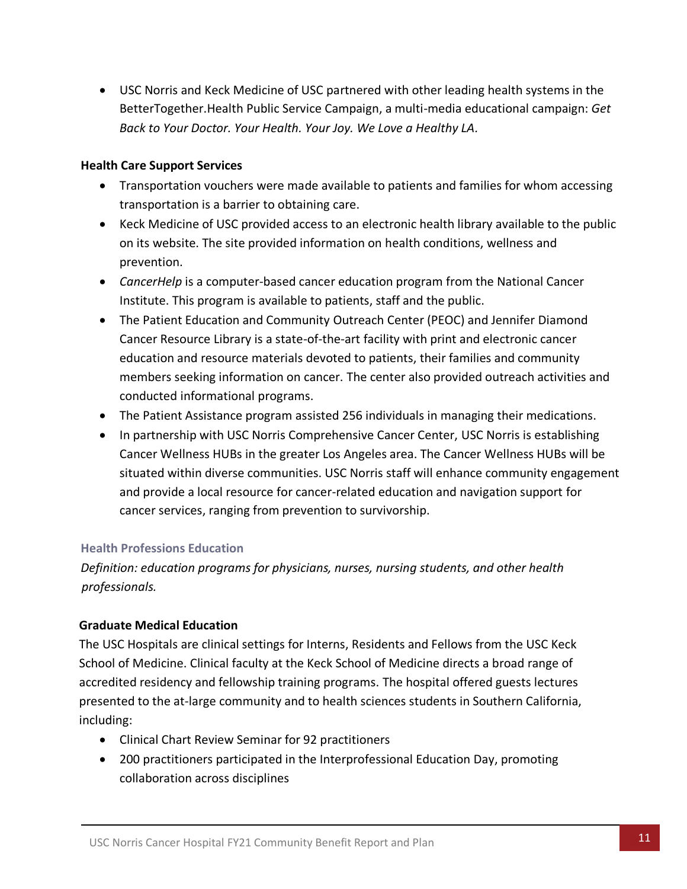- USC Norris and Keck Medicine of USC partnered with other leading health systems in the BetterTogether.Health Public Service Campaign, a multi-media educational campaign: *Get Back to Your Doctor. Your Health. Your Joy. We Love a Healthy LA*.

**Health Care Support Services**

- Transportation vouchers were made available to patients and families for whom accessing transportation is a barrier to obtaining care.
- Keck Medicine of USC provided access to an electronic health library available to the public on its website. The site provided information on health conditions, wellness and prevention.
- *CancerHelp* is a computer-based cancer education program from the National Cancer Institute. This program is available to patients, staff and the public.
- The Patient Education and Community Outreach Center (PEOC) and Jennifer Diamond Cancer Resource Library is a state-of-the-art facility with print and electronic cancer education and resource materials devoted to patients, their families and community members seeking information on cancer. The center also provided outreach activities and conducted informational programs.
- The Patient Assistance program assisted 256 individuals in managing their medications.
- In partnership with USC Norris Comprehensive Cancer Center, USC Norris is establishing Cancer Wellness HUBs in the greater Los Angeles area. The Cancer Wellness HUBs will be situated within diverse communities. USC Norris staff will enhance community engagement and provide a local resource for cancer-related education and navigation support for cancer services, ranging from prevention to survivorship.

### Health Professions Education

*Definition: education programs for physicians, nurses, nursing students, and other health professionals.*

**Graduate Medical Education**

The USC Hospitals are clinical settings for Interns, Residents and Fellows from the USC Keck School of Medicine. Clinical faculty at the Keck School of Medicine directs a broad range of accredited residency and fellowship training programs. The hospital offered guests lectures presented to the at-large community and to health sciences students in Southern California, including:

- Clinical Chart Review Seminar for 92 practitioners
- 200 practitioners participated in the Interprofessional Education Day, promoting collaboration across disciplines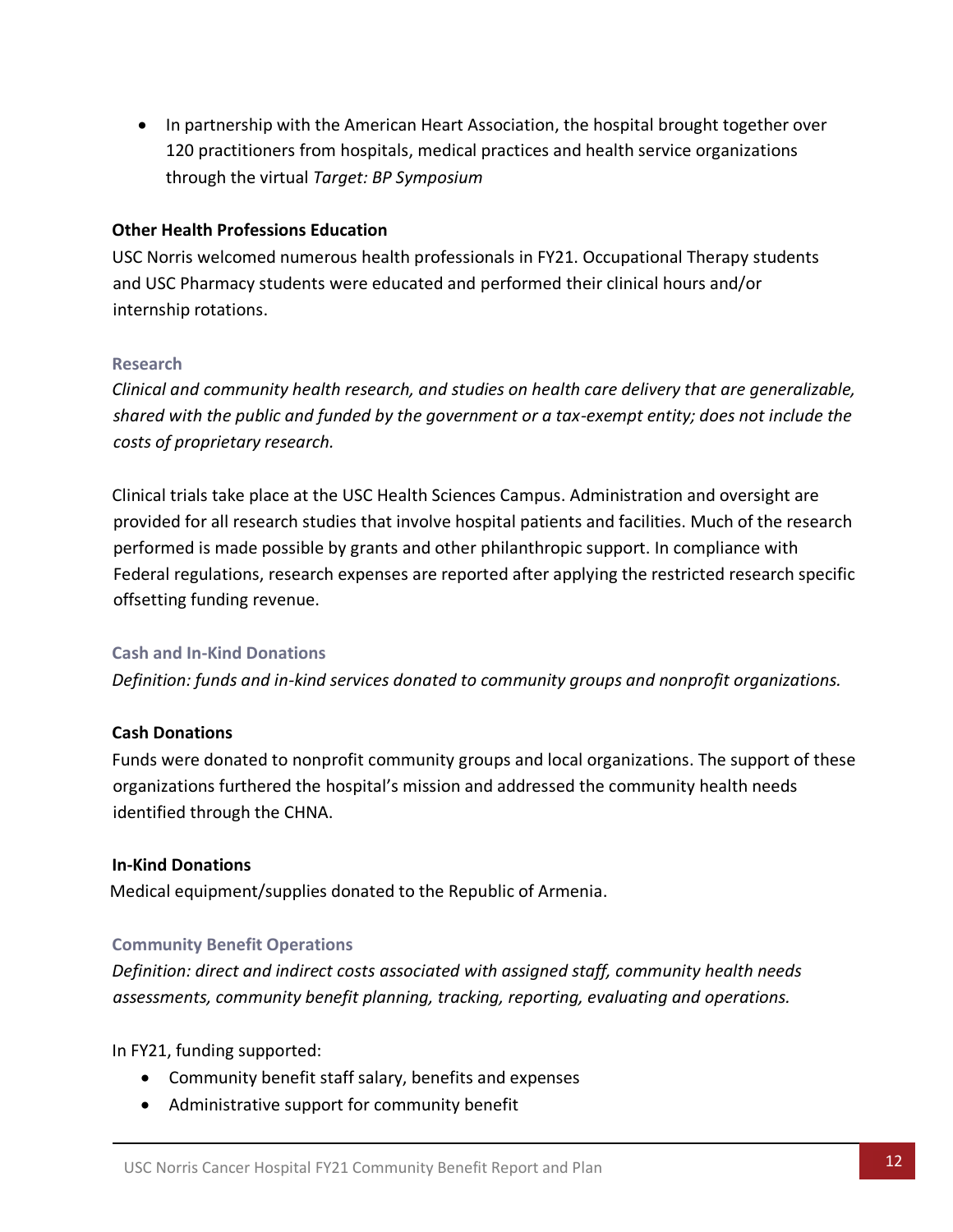- In partnership with the American Heart Association, the hospital brought together over 120 practitioners from hospitals, medical practices and health service organizations through the virtual *Target: BP Symposium*

**Other Health Professions Education**

USC Norris welcomed numerous health professionals in FY21. Occupational Therapy students and USC Pharmacy students were educated and performed their clinical hours and/or internship rotations.

### Research

*Clinical and community health research, and studies on health care delivery that are generalizable, shared with the public and funded by the government or a tax-exempt entity; does not include the costs of proprietary research.*

Clinical trials take place at the USC Health Sciences Campus. Administration and oversight are provided for all research studies that involve hospital patients and facilities. Much of the research performed is made possible by grants and other philanthropic support. In compliance with Federal regulations, research expenses are reported after applying the restricted research specific offsetting funding revenue.

### Cash and In-Kind Donations

*Definition: funds and in-kind services donated to community groups and nonprofit organizations.*

**Cash Donations**

Funds were donated to nonprofit community groups and local organizations. The support of these organizations furthered the hospital's mission and addressed the community health needs identified through the CHNA.

**In-Kind Donations**

Medical equipment/supplies donated to the Republic of Armenia.

### Community Benefit Operations

*Definition: direct and indirect costs associated with assigned staff, community health needs assessments, community benefit planning, tracking, reporting, evaluating and operations.*

In FY21, funding supported:

- Community benefit staff salary, benefits and expenses
- Administrative support for community benefit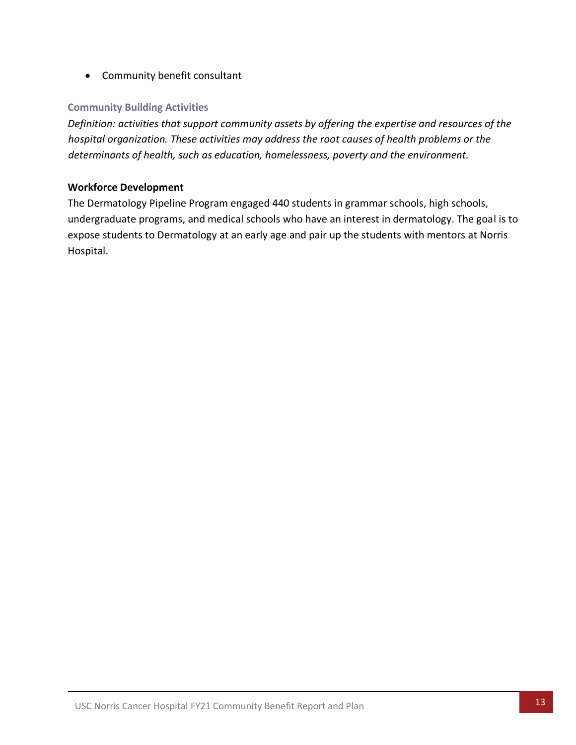- Community benefit consultant

### Community Building Activities

*Definition: activities that support community assets by offering the expertise and resources of the hospital organization. These activities may address the root causes of health problems or the determinants of health, such as education, homelessness, poverty and the environment.*

**Workforce Development**

The Dermatology Pipeline Program engaged 440 students in grammar schools, high schools, undergraduate programs, and medical schools who have an interest in dermatology. The goal is to expose students to Dermatology at an early age and pair up the students with mentors at Norris Hospital.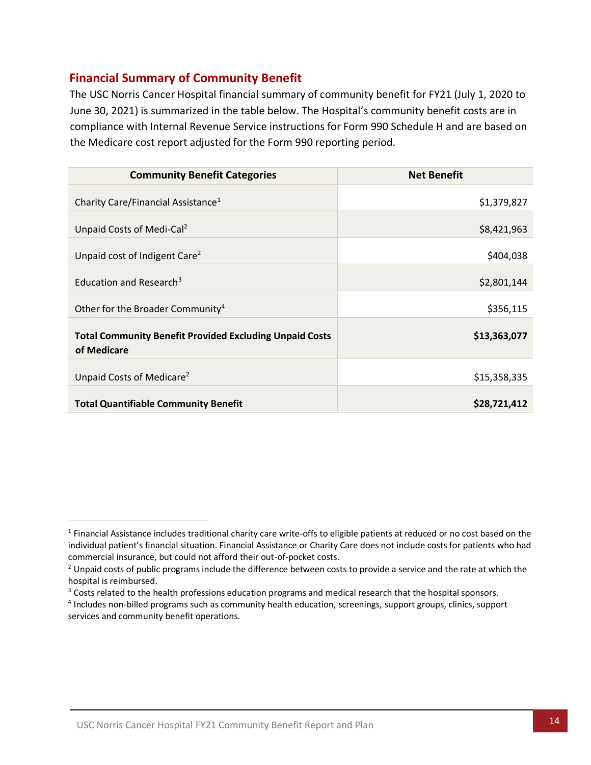## Financial Summary of Community Benefit

The USC Norris Cancer Hospital financial summary of community benefit for FY21 (July 1, 2020 to June 30, 2021) is summarized in the table below. The Hospital's community benefit costs are in compliance with Internal Revenue Service instructions for Form 990 Schedule H and are based on the Medicare cost report adjusted for the Form 990 reporting period.

| Community Benefit Categories | Net Benefit |
| --- | --- |
| Charity Care/Financial Assistance[1] | $1,379,827 |
| Unpaid Costs of Medi-Cal[2] | $8,421,963 |
| Unpaid cost of Indigent Care[2] | $404,038 |
| Education and Research[3] | $2,801,144 |
| Other for the Broader Community[4] | $356,115 |
| **Total Community Benefit Provided Excluding Unpaid Costs of Medicare** | **$13,363,077** |
| Unpaid Costs of Medicare[2] | $15,358,335 |
| **Total Quantifiable Community Benefit** | **$28,721,412** |

[1] Financial Assistance includes traditional charity care write-offs to eligible patients at reduced or no cost based on the individual patient's financial situation. Financial Assistance or Charity Care does not include costs for patients who had commercial insurance, but could not afford their out-of-pocket costs.

[2] Unpaid costs of public programs include the difference between costs to provide a service and the rate at which the hospital is reimbursed.

[3] Costs related to the health professions education programs and medical research that the hospital sponsors.

[4] Includes non-billed programs such as community health education, screenings, support groups, clinics, support services and community benefit operations.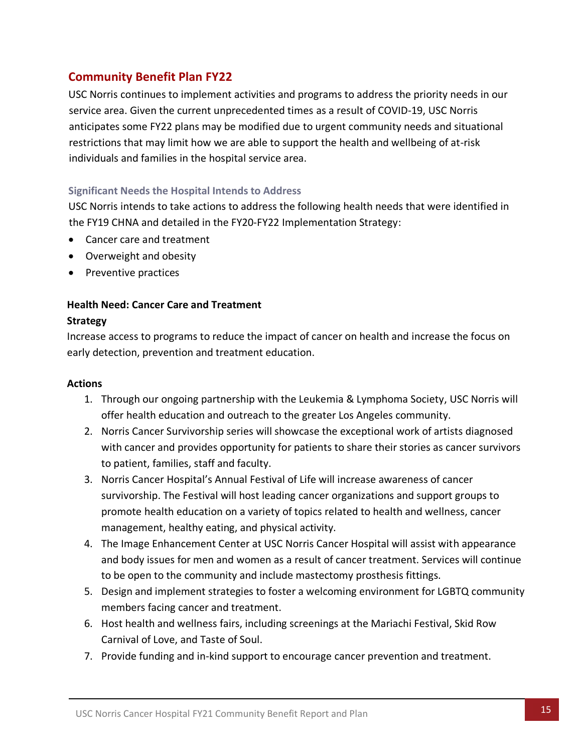## Community Benefit Plan FY22

USC Norris continues to implement activities and programs to address the priority needs in our service area. Given the current unprecedented times as a result of COVID-19, USC Norris anticipates some FY22 plans may be modified due to urgent community needs and situational restrictions that may limit how we are able to support the health and wellbeing of at-risk individuals and families in the hospital service area.

### Significant Needs the Hospital Intends to Address

USC Norris intends to take actions to address the following health needs that were identified in the FY19 CHNA and detailed in the FY20-FY22 Implementation Strategy:

- Cancer care and treatment
- Overweight and obesity
- Preventive practices

**Health Need: Cancer Care and Treatment**

**Strategy**

Increase access to programs to reduce the impact of cancer on health and increase the focus on early detection, prevention and treatment education.

**Actions**

1. Through our ongoing partnership with the Leukemia & Lymphoma Society, USC Norris will offer health education and outreach to the greater Los Angeles community.
2. Norris Cancer Survivorship series will showcase the exceptional work of artists diagnosed with cancer and provides opportunity for patients to share their stories as cancer survivors to patient, families, staff and faculty.
3. Norris Cancer Hospital's Annual Festival of Life will increase awareness of cancer survivorship. The Festival will host leading cancer organizations and support groups to promote health education on a variety of topics related to health and wellness, cancer management, healthy eating, and physical activity.
4. The Image Enhancement Center at USC Norris Cancer Hospital will assist with appearance and body issues for men and women as a result of cancer treatment. Services will continue to be open to the community and include mastectomy prosthesis fittings.
5. Design and implement strategies to foster a welcoming environment for LGBTQ community members facing cancer and treatment.
6. Host health and wellness fairs, including screenings at the Mariachi Festival, Skid Row Carnival of Love, and Taste of Soul.
7. Provide funding and in-kind support to encourage cancer prevention and treatment.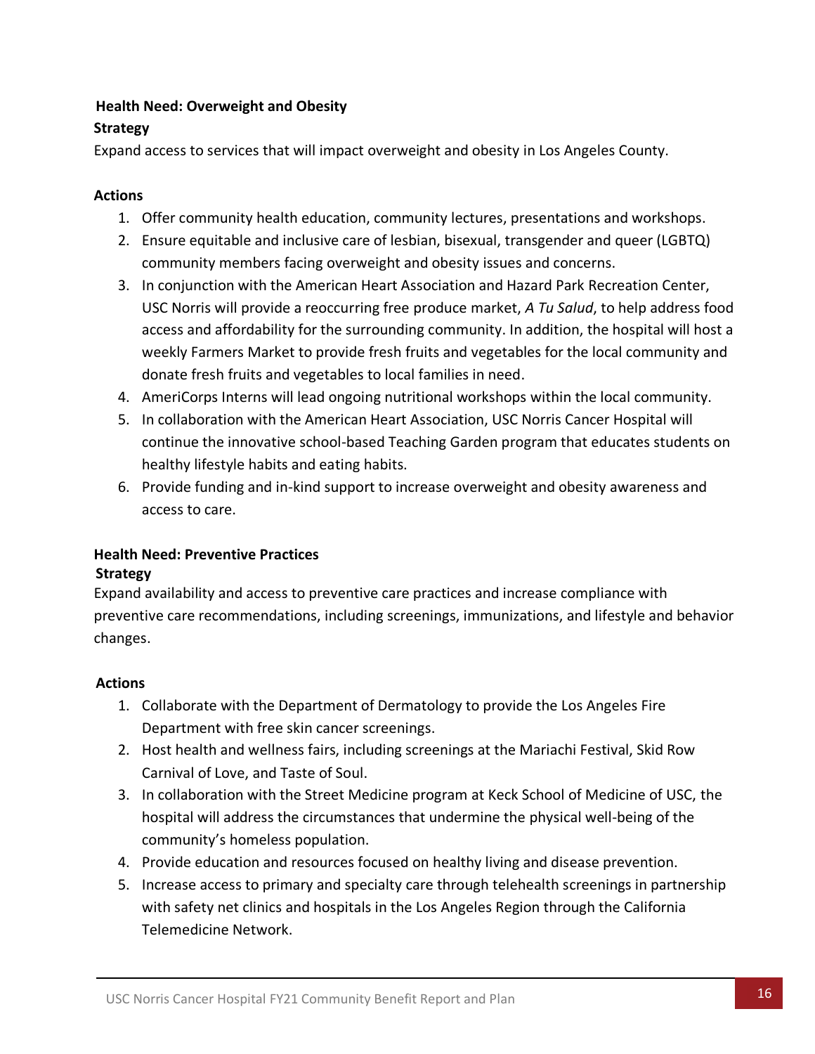**Health Need: Overweight and Obesity**

**Strategy**

Expand access to services that will impact overweight and obesity in Los Angeles County.

**Actions**

1. Offer community health education, community lectures, presentations and workshops.
2. Ensure equitable and inclusive care of lesbian, bisexual, transgender and queer (LGBTQ) community members facing overweight and obesity issues and concerns.
3. In conjunction with the American Heart Association and Hazard Park Recreation Center, USC Norris will provide a reoccurring free produce market, *A Tu Salud*, to help address food access and affordability for the surrounding community. In addition, the hospital will host a weekly Farmers Market to provide fresh fruits and vegetables for the local community and donate fresh fruits and vegetables to local families in need.
4. AmeriCorps Interns will lead ongoing nutritional workshops within the local community.
5. In collaboration with the American Heart Association, USC Norris Cancer Hospital will continue the innovative school-based Teaching Garden program that educates students on healthy lifestyle habits and eating habits.
6. Provide funding and in-kind support to increase overweight and obesity awareness and access to care.

**Health Need: Preventive Practices**

**Strategy**

Expand availability and access to preventive care practices and increase compliance with preventive care recommendations, including screenings, immunizations, and lifestyle and behavior changes.

**Actions**

1. Collaborate with the Department of Dermatology to provide the Los Angeles Fire Department with free skin cancer screenings.
2. Host health and wellness fairs, including screenings at the Mariachi Festival, Skid Row Carnival of Love, and Taste of Soul.
3. In collaboration with the Street Medicine program at Keck School of Medicine of USC, the hospital will address the circumstances that undermine the physical well-being of the community's homeless population.
4. Provide education and resources focused on healthy living and disease prevention.
5. Increase access to primary and specialty care through telehealth screenings in partnership with safety net clinics and hospitals in the Los Angeles Region through the California Telemedicine Network.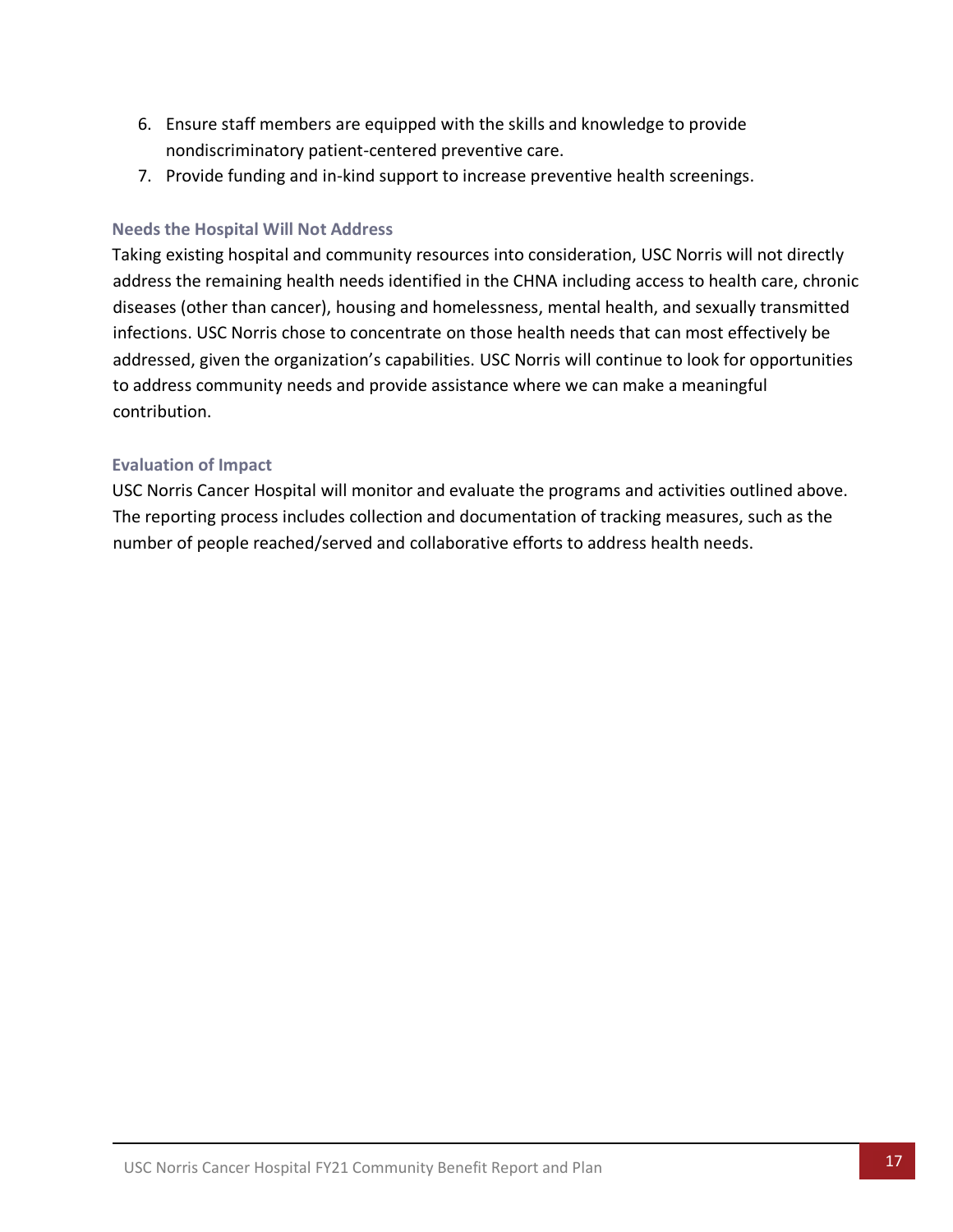6. Ensure staff members are equipped with the skills and knowledge to provide nondiscriminatory patient-centered preventive care.
7. Provide funding and in-kind support to increase preventive health screenings.

### Needs the Hospital Will Not Address

Taking existing hospital and community resources into consideration, USC Norris will not directly address the remaining health needs identified in the CHNA including access to health care, chronic diseases (other than cancer), housing and homelessness, mental health, and sexually transmitted infections. USC Norris chose to concentrate on those health needs that can most effectively be addressed, given the organization's capabilities. USC Norris will continue to look for opportunities to address community needs and provide assistance where we can make a meaningful contribution.

### Evaluation of Impact

USC Norris Cancer Hospital will monitor and evaluate the programs and activities outlined above. The reporting process includes collection and documentation of tracking measures, such as the number of people reached/served and collaborative efforts to address health needs.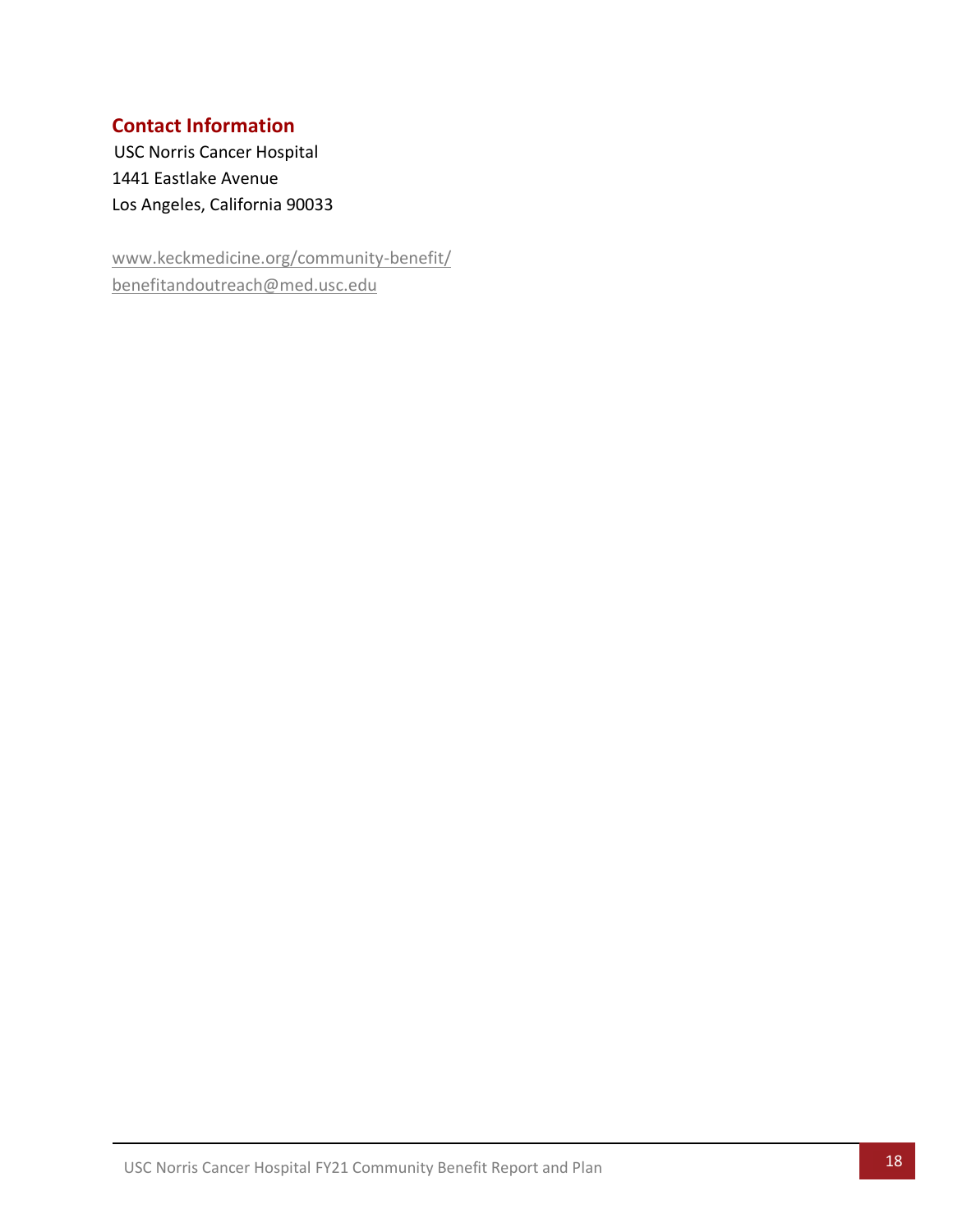## Contact Information

USC Norris Cancer Hospital
1441 Eastlake Avenue
Los Angeles, California 90033

www.keckmedicine.org/community-benefit/
benefitandoutreach@med.usc.edu